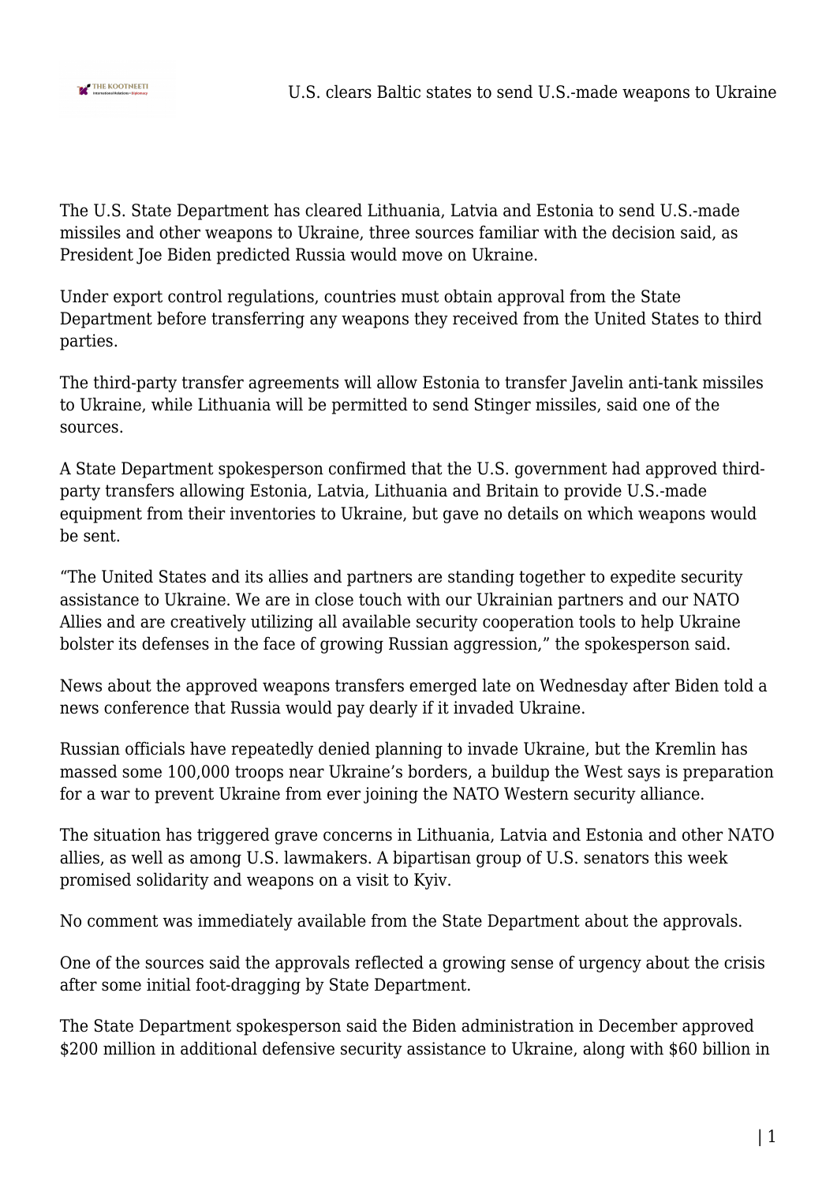# U.S. clears Baltic states to send U.S.-made weapons to Ukraine

The U.S. State Department has cleared Lithuania, Latvia and Estonia to send U.S.-made missiles and other weapons to Ukraine, three sources familiar with the decision said, as President Joe Biden predicted Russia would move on Ukraine.

Under export control regulations, countries must obtain approval from the State Department before transferring any weapons they received from the United States to third parties.

The third-party transfer agreements will allow Estonia to transfer Javelin anti-tank missiles to Ukraine, while Lithuania will be permitted to send Stinger missiles, said one of the sources.

A State Department spokesperson confirmed that the U.S. government had approved third-party transfers allowing Estonia, Latvia, Lithuania and Britain to provide U.S.-made equipment from their inventories to Ukraine, but gave no details on which weapons would be sent.

"The United States and its allies and partners are standing together to expedite security assistance to Ukraine. We are in close touch with our Ukrainian partners and our NATO Allies and are creatively utilizing all available security cooperation tools to help Ukraine bolster its defenses in the face of growing Russian aggression," the spokesperson said.

News about the approved weapons transfers emerged late on Wednesday after Biden told a news conference that Russia would pay dearly if it invaded Ukraine.

Russian officials have repeatedly denied planning to invade Ukraine, but the Kremlin has massed some 100,000 troops near Ukraine's borders, a buildup the West says is preparation for a war to prevent Ukraine from ever joining the NATO Western security alliance.

The situation has triggered grave concerns in Lithuania, Latvia and Estonia and other NATO allies, as well as among U.S. lawmakers. A bipartisan group of U.S. senators this week promised solidarity and weapons on a visit to Kyiv.

No comment was immediately available from the State Department about the approvals.

One of the sources said the approvals reflected a growing sense of urgency about the crisis after some initial foot-dragging by State Department.

The State Department spokesperson said the Biden administration in December approved $200 million in additional defensive security assistance to Ukraine, along with $60 billion in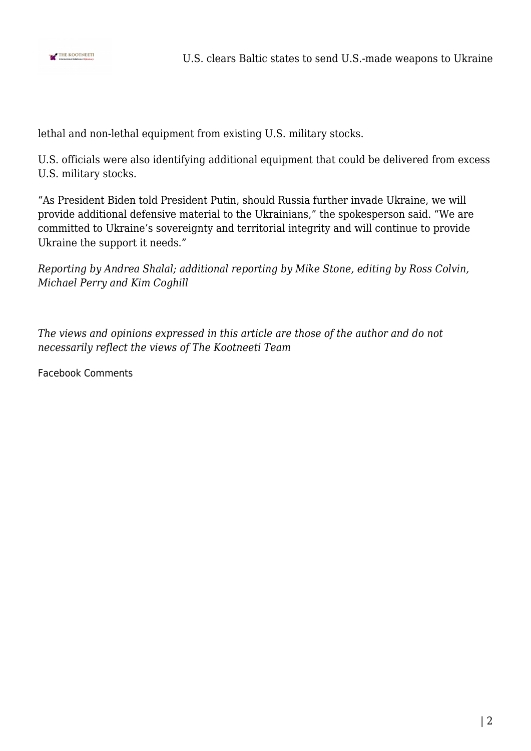lethal and non-lethal equipment from existing U.S. military stocks.

U.S. officials were also identifying additional equipment that could be delivered from excess U.S. military stocks.

“As President Biden told President Putin, should Russia further invade Ukraine, we will provide additional defensive material to the Ukrainians,” the spokesperson said. “We are committed to Ukraine’s sovereignty and territorial integrity and will continue to provide Ukraine the support it needs.”

*Reporting by Andrea Shalal; additional reporting by Mike Stone, editing by Ross Colvin, Michael Perry and Kim Coghill*

*The views and opinions expressed in this article are those of the author and do not necessarily reflect the views of The Kootneeti Team*

Facebook Comments